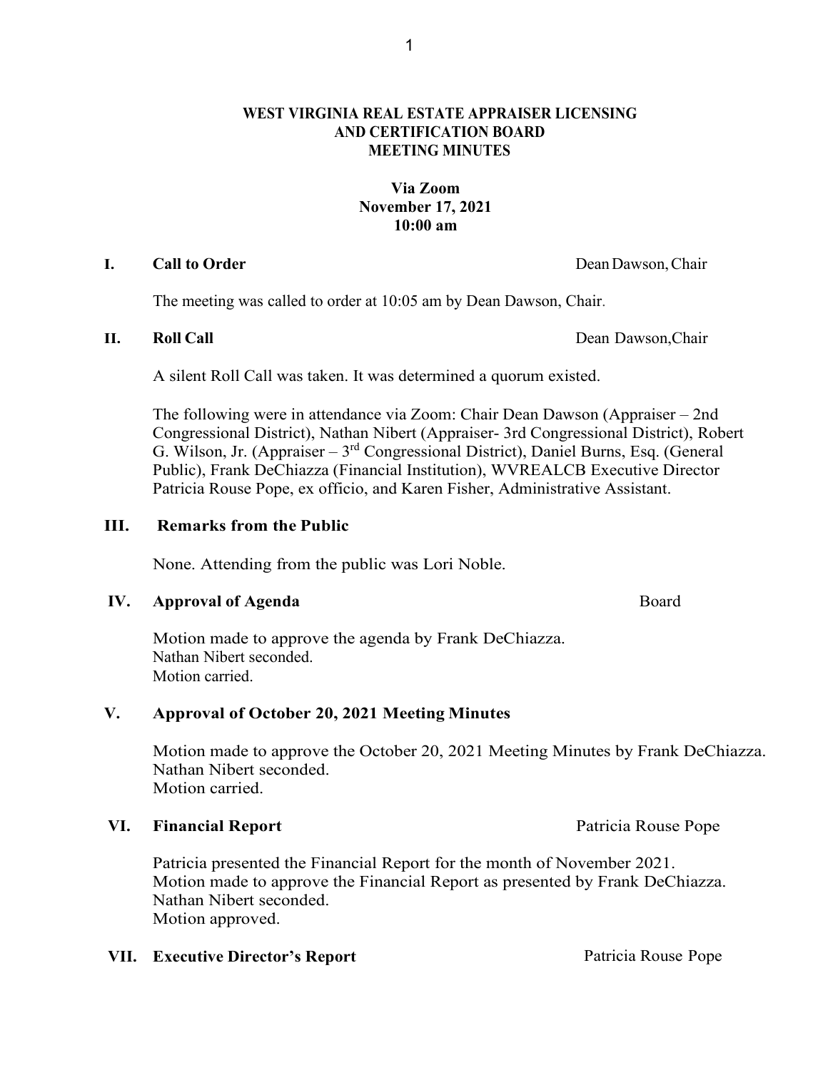**WEST VIRGINIA REAL ESTATE APPRAISER LICENSING AND CERTIFICATION BOARD MEETING MINUTES**

**Via Zoom**
**November 17, 2021**
**10:00 am**

## I. Call to Order — Dean Dawson, Chair

The meeting was called to order at 10:05 am by Dean Dawson, Chair.

## II. Roll Call — Dean Dawson, Chair

A silent Roll Call was taken. It was determined a quorum existed.

The following were in attendance via Zoom: Chair Dean Dawson (Appraiser – 2nd Congressional District), Nathan Nibert (Appraiser- 3rd Congressional District), Robert G. Wilson, Jr. (Appraiser – 3rd Congressional District), Daniel Burns, Esq. (General Public), Frank DeChiazza (Financial Institution), WVREALCB Executive Director Patricia Rouse Pope, ex officio, and Karen Fisher, Administrative Assistant.

## III. Remarks from the Public

None. Attending from the public was Lori Noble.

## IV. Approval of Agenda — Board

Motion made to approve the agenda by Frank DeChiazza.
Nathan Nibert seconded.
Motion carried.

## V. Approval of October 20, 2021 Meeting Minutes

Motion made to approve the October 20, 2021 Meeting Minutes by Frank DeChiazza.
Nathan Nibert seconded.
Motion carried.

## VI. Financial Report — Patricia Rouse Pope

Patricia presented the Financial Report for the month of November 2021.
Motion made to approve the Financial Report as presented by Frank DeChiazza.
Nathan Nibert seconded.
Motion approved.

## VII. Executive Director's Report — Patricia Rouse Pope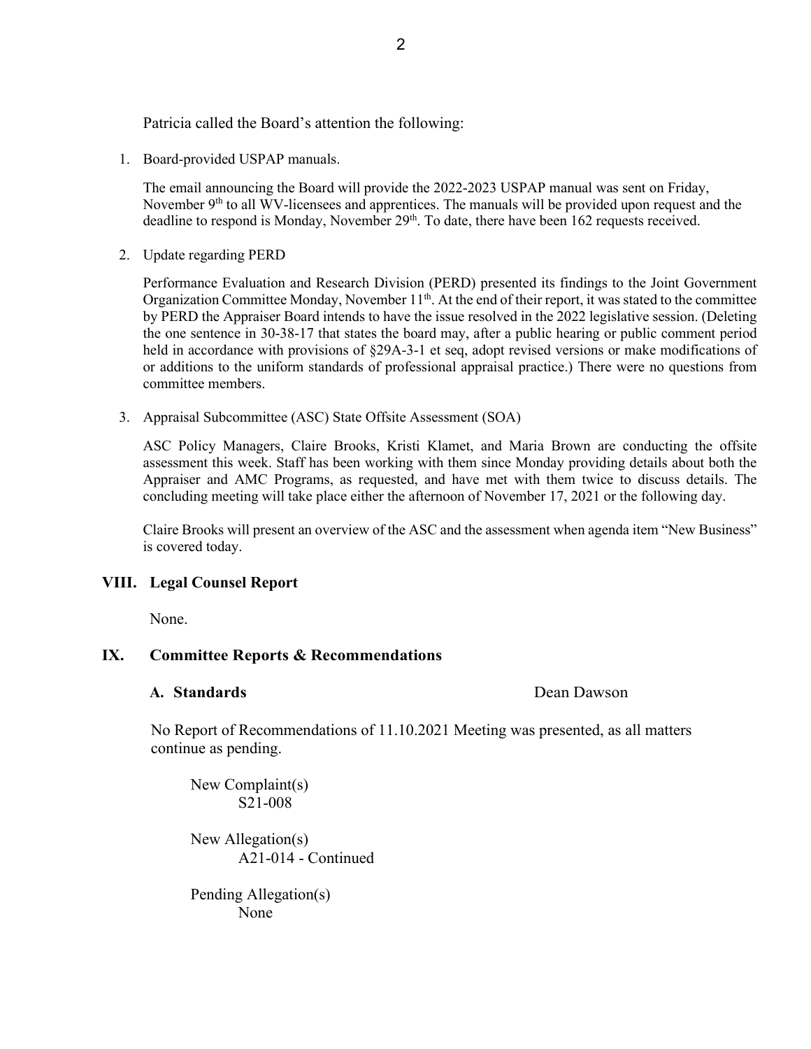Patricia called the Board's attention the following:

1. Board-provided USPAP manuals.

   The email announcing the Board will provide the 2022-2023 USPAP manual was sent on Friday, November 9th to all WV-licensees and apprentices. The manuals will be provided upon request and the deadline to respond is Monday, November 29th. To date, there have been 162 requests received.

2. Update regarding PERD

   Performance Evaluation and Research Division (PERD) presented its findings to the Joint Government Organization Committee Monday, November 11th. At the end of their report, it was stated to the committee by PERD the Appraiser Board intends to have the issue resolved in the 2022 legislative session. (Deleting the one sentence in 30-38-17 that states the board may, after a public hearing or public comment period held in accordance with provisions of §29A-3-1 et seq, adopt revised versions or make modifications of or additions to the uniform standards of professional appraisal practice.) There were no questions from committee members.

3. Appraisal Subcommittee (ASC) State Offsite Assessment (SOA)

   ASC Policy Managers, Claire Brooks, Kristi Klamet, and Maria Brown are conducting the offsite assessment this week. Staff has been working with them since Monday providing details about both the Appraiser and AMC Programs, as requested, and have met with them twice to discuss details. The concluding meeting will take place either the afternoon of November 17, 2021 or the following day.

   Claire Brooks will present an overview of the ASC and the assessment when agenda item "New Business" is covered today.

## VIII. Legal Counsel Report

None.

## IX. Committee Reports & Recommendations

### A. Standards — Dean Dawson

No Report of Recommendations of 11.10.2021 Meeting was presented, as all matters continue as pending.

New Complaint(s)
- S21-008

New Allegation(s)
- A21-014 - Continued

Pending Allegation(s)
- None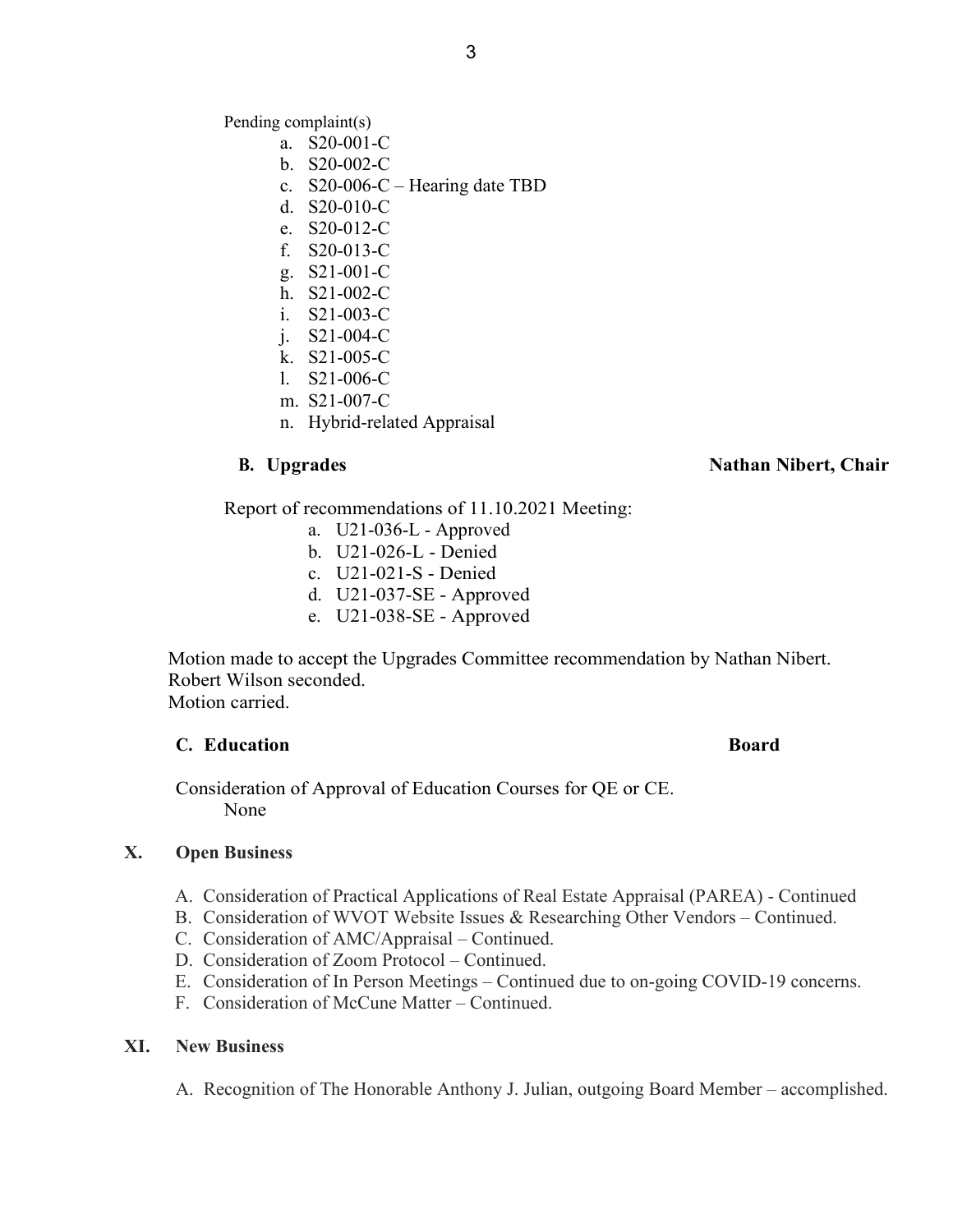Pending complaint(s)

a. S20-001-C
b. S20-002-C
c. S20-006-C – Hearing date TBD
d. S20-010-C
e. S20-012-C
f. S20-013-C
g. S21-001-C
h. S21-002-C
i. S21-003-C
j. S21-004-C
k. S21-005-C
l. S21-006-C
m. S21-007-C
n. Hybrid-related Appraisal

**B. Upgrades** **Nathan Nibert, Chair**

Report of recommendations of 11.10.2021 Meeting:

a. U21-036-L - Approved
b. U21-026-L - Denied
c. U21-021-S - Denied
d. U21-037-SE - Approved
e. U21-038-SE - Approved

Motion made to accept the Upgrades Committee recommendation by Nathan Nibert.
Robert Wilson seconded.
Motion carried.

**C. Education** **Board**

Consideration of Approval of Education Courses for QE or CE.
None

## X. Open Business

A. Consideration of Practical Applications of Real Estate Appraisal (PAREA) - Continued
B. Consideration of WVOT Website Issues & Researching Other Vendors – Continued.
C. Consideration of AMC/Appraisal – Continued.
D. Consideration of Zoom Protocol – Continued.
E. Consideration of In Person Meetings – Continued due to on-going COVID-19 concerns.
F. Consideration of McCune Matter – Continued.

## XI. New Business

A. Recognition of The Honorable Anthony J. Julian, outgoing Board Member – accomplished.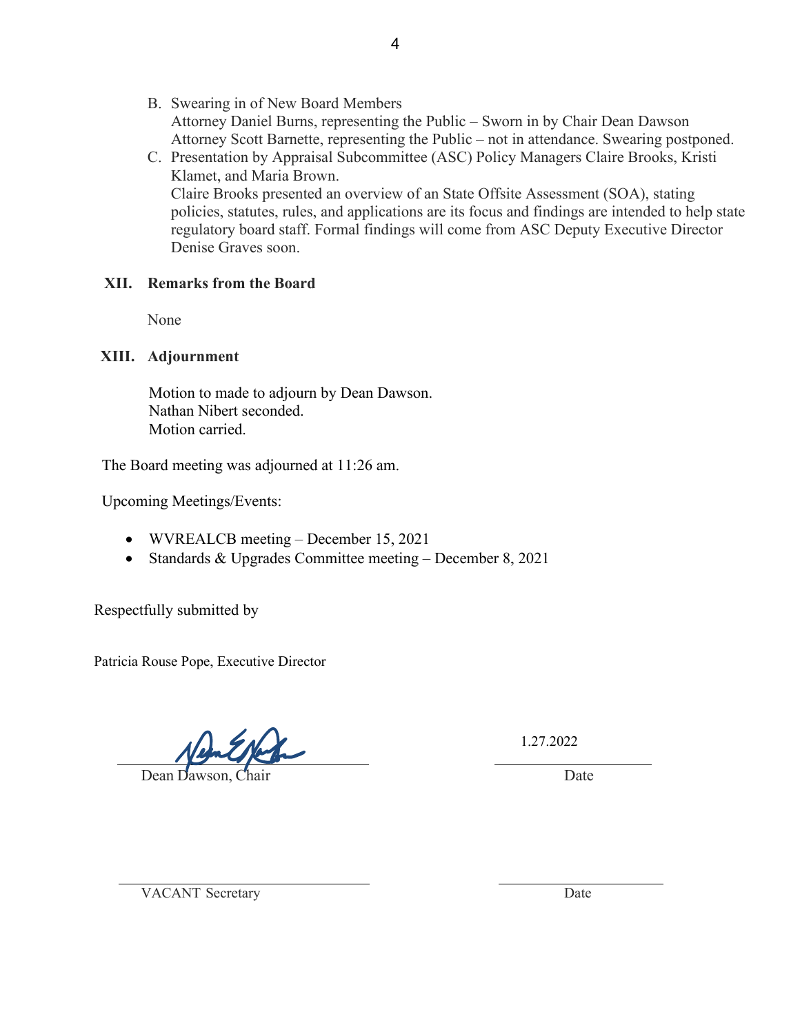B. Swearing in of New Board Members
   Attorney Daniel Burns, representing the Public – Sworn in by Chair Dean Dawson
   Attorney Scott Barnette, representing the Public – not in attendance. Swearing postponed.

C. Presentation by Appraisal Subcommittee (ASC) Policy Managers Claire Brooks, Kristi Klamet, and Maria Brown.
   Claire Brooks presented an overview of an State Offsite Assessment (SOA), stating policies, statutes, rules, and applications are its focus and findings are intended to help state regulatory board staff. Formal findings will come from ASC Deputy Executive Director Denise Graves soon.

## XII. Remarks from the Board

None

## XIII. Adjournment

Motion to made to adjourn by Dean Dawson.
Nathan Nibert seconded.
Motion carried.

The Board meeting was adjourned at 11:26 am.

Upcoming Meetings/Events:

- WVREALCB meeting – December 15, 2021
- Standards & Upgrades Committee meeting – December 8, 2021

Respectfully submitted by

Patricia Rouse Pope, Executive Director

Dean Dawson, Chair — Date: 1.27.2022

VACANT Secretary — Date